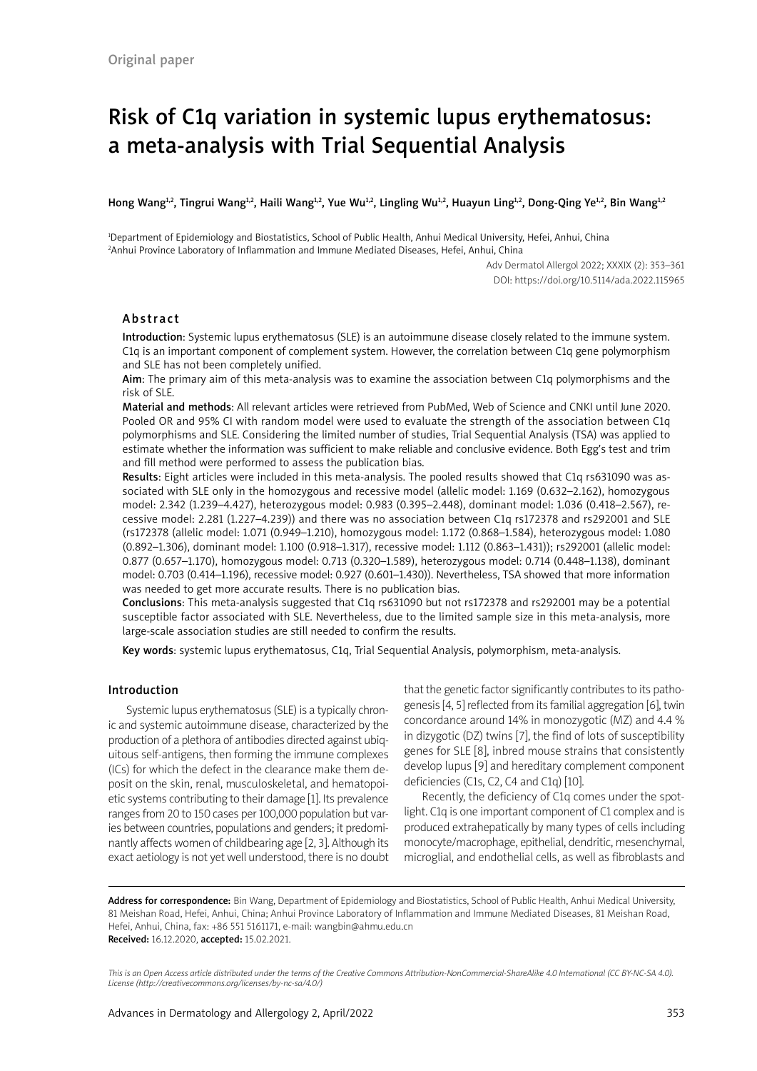Original paper

# Risk of C1q variation in systemic lupus erythematosus: a meta-analysis with Trial Sequential Analysis

Hong Wang[1,2], Tingrui Wang[1,2], Haili Wang[1,2], Yue Wu[1,2], Lingling Wu[1,2], Huayun Ling[1,2], Dong-Qing Ye[1,2], Bin Wang[1,2]

[1]Department of Epidemiology and Biostatistics, School of Public Health, Anhui Medical University, Hefei, Anhui, China
[2]Anhui Province Laboratory of Inflammation and Immune Mediated Diseases, Hefei, Anhui, China

Adv Dermatol Allergol 2022; XXXIX (2): 353–361
DOI: https://doi.org/10.5114/ada.2022.115965

## Abstract

**Introduction**: Systemic lupus erythematosus (SLE) is an autoimmune disease closely related to the immune system. C1q is an important component of complement system. However, the correlation between C1q gene polymorphism and SLE has not been completely unified.

**Aim**: The primary aim of this meta-analysis was to examine the association between C1q polymorphisms and the risk of SLE.

**Material and methods**: All relevant articles were retrieved from PubMed, Web of Science and CNKI until June 2020. Pooled OR and 95% CI with random model were used to evaluate the strength of the association between C1q polymorphisms and SLE. Considering the limited number of studies, Trial Sequential Analysis (TSA) was applied to estimate whether the information was sufficient to make reliable and conclusive evidence. Both Egg's test and trim and fill method were performed to assess the publication bias.

**Results**: Eight articles were included in this meta-analysis. The pooled results showed that C1q rs631090 was associated with SLE only in the homozygous and recessive model (allelic model: 1.169 (0.632–2.162), homozygous model: 2.342 (1.239–4.427), heterozygous model: 0.983 (0.395–2.448), dominant model: 1.036 (0.418–2.567), recessive model: 2.281 (1.227–4.239)) and there was no association between C1q rs172378 and rs292001 and SLE (rs172378 (allelic model: 1.071 (0.949–1.210), homozygous model: 1.172 (0.868–1.584), heterozygous model: 1.080 (0.892–1.306), dominant model: 1.100 (0.918–1.317), recessive model: 1.112 (0.863–1.431)); rs292001 (allelic model: 0.877 (0.657–1.170), homozygous model: 0.713 (0.320–1.589), heterozygous model: 0.714 (0.448–1.138), dominant model: 0.703 (0.414–1.196), recessive model: 0.927 (0.601–1.430)). Nevertheless, TSA showed that more information was needed to get more accurate results. There is no publication bias.

**Conclusions**: This meta-analysis suggested that C1q rs631090 but not rs172378 and rs292001 may be a potential susceptible factor associated with SLE. Nevertheless, due to the limited sample size in this meta-analysis, more large-scale association studies are still needed to confirm the results.

**Key words**: systemic lupus erythematosus, C1q, Trial Sequential Analysis, polymorphism, meta-analysis.

## Introduction

Systemic lupus erythematosus (SLE) is a typically chronic and systemic autoimmune disease, characterized by the production of a plethora of antibodies directed against ubiquitous self-antigens, then forming the immune complexes (ICs) for which the defect in the clearance make them deposit on the skin, renal, musculoskeletal, and hematopoietic systems contributing to their damage [1]. Its prevalence ranges from 20 to 150 cases per 100,000 population but varies between countries, populations and genders; it predominantly affects women of childbearing age [2, 3]. Although its exact aetiology is not yet well understood, there is no doubt that the genetic factor significantly contributes to its pathogenesis [4, 5] reflected from its familial aggregation [6], twin concordance around 14% in monozygotic (MZ) and 4.4 % in dizygotic (DZ) twins [7], the find of lots of susceptibility genes for SLE [8], inbred mouse strains that consistently develop lupus [9] and hereditary complement component deficiencies (C1s, C2, C4 and C1q) [10].

Recently, the deficiency of C1q comes under the spotlight. C1q is one important component of C1 complex and is produced extrahepatically by many types of cells including monocyte/macrophage, epithelial, dendritic, mesenchymal, microglial, and endothelial cells, as well as fibroblasts and

**Address for correspondence:** Bin Wang, Department of Epidemiology and Biostatistics, School of Public Health, Anhui Medical University, 81 Meishan Road, Hefei, Anhui, China; Anhui Province Laboratory of Inflammation and Immune Mediated Diseases, 81 Meishan Road, Hefei, Anhui, China, fax: +86 551 5161171, e-mail: wangbin@ahmu.edu.cn
**Received:** 16.12.2020, **accepted:** 15.02.2021.

*This is an Open Access article distributed under the terms of the Creative Commons Attribution-NonCommercial-ShareAlike 4.0 International (CC BY-NC-SA 4.0). License (http://creativecommons.org/licenses/by-nc-sa/4.0/)*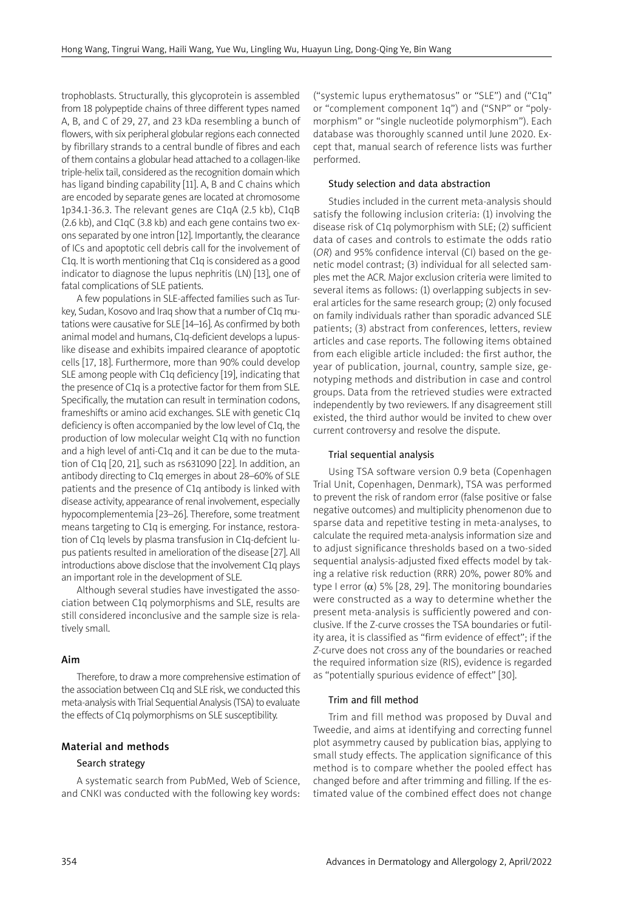trophoblasts. Structurally, this glycoprotein is assembled from 18 polypeptide chains of three different types named A, B, and C of 29, 27, and 23 kDa resembling a bunch of flowers, with six peripheral globular regions each connected by fibrillary strands to a central bundle of fibres and each of them contains a globular head attached to a collagen-like triple-helix tail, considered as the recognition domain which has ligand binding capability [11]. A, B and C chains which are encoded by separate genes are located at chromosome 1p34.1-36.3. The relevant genes are C1qA (2.5 kb), C1qB (2.6 kb), and C1qC (3.8 kb) and each gene contains two exons separated by one intron [12]. Importantly, the clearance of ICs and apoptotic cell debris call for the involvement of C1q. It is worth mentioning that C1q is considered as a good indicator to diagnose the lupus nephritis (LN) [13], one of fatal complications of SLE patients.

A few populations in SLE-affected families such as Turkey, Sudan, Kosovo and Iraq show that a number of C1q mutations were causative for SLE [14–16]. As confirmed by both animal model and humans, C1q-deficient develops a lupus-like disease and exhibits impaired clearance of apoptotic cells [17, 18]. Furthermore, more than 90% could develop SLE among people with C1q deficiency [19], indicating that the presence of C1q is a protective factor for them from SLE. Specifically, the mutation can result in termination codons, frameshifts or amino acid exchanges. SLE with genetic C1q deficiency is often accompanied by the low level of C1q, the production of low molecular weight C1q with no function and a high level of anti-C1q and it can be due to the mutation of C1q [20, 21], such as rs631090 [22]. In addition, an antibody directing to C1q emerges in about 28–60% of SLE patients and the presence of C1q antibody is linked with disease activity, appearance of renal involvement, especially hypocomplementemia [23–26]. Therefore, some treatment means targeting to C1q is emerging. For instance, restoration of C1q levels by plasma transfusion in C1q-defcient lupus patients resulted in amelioration of the disease [27]. All introductions above disclose that the involvement C1q plays an important role in the development of SLE.

Although several studies have investigated the association between C1q polymorphisms and SLE, results are still considered inconclusive and the sample size is relatively small.

## Aim

Therefore, to draw a more comprehensive estimation of the association between C1q and SLE risk, we conducted this meta-analysis with Trial Sequential Analysis (TSA) to evaluate the effects of C1q polymorphisms on SLE susceptibility.

## Material and methods

### Search strategy

A systematic search from PubMed, Web of Science, and CNKI was conducted with the following key words: ("systemic lupus erythematosus" or "SLE") and ("C1q" or "complement component 1q") and ("SNP" or "polymorphism" or "single nucleotide polymorphism"). Each database was thoroughly scanned until June 2020. Except that, manual search of reference lists was further performed.

### Study selection and data abstraction

Studies included in the current meta-analysis should satisfy the following inclusion criteria: (1) involving the disease risk of C1q polymorphism with SLE; (2) sufficient data of cases and controls to estimate the odds ratio (*OR*) and 95% confidence interval (CI) based on the genetic model contrast; (3) individual for all selected samples met the ACR. Major exclusion criteria were limited to several items as follows: (1) overlapping subjects in several articles for the same research group; (2) only focused on family individuals rather than sporadic advanced SLE patients; (3) abstract from conferences, letters, review articles and case reports. The following items obtained from each eligible article included: the first author, the year of publication, journal, country, sample size, genotyping methods and distribution in case and control groups. Data from the retrieved studies were extracted independently by two reviewers. If any disagreement still existed, the third author would be invited to chew over current controversy and resolve the dispute.

### Trial sequential analysis

Using TSA software version 0.9 beta (Copenhagen Trial Unit, Copenhagen, Denmark), TSA was performed to prevent the risk of random error (false positive or false negative outcomes) and multiplicity phenomenon due to sparse data and repetitive testing in meta-analyses, to calculate the required meta-analysis information size and to adjust significance thresholds based on a two-sided sequential analysis-adjusted fixed effects model by taking a relative risk reduction (RRR) 20%, power 80% and type I error ($\alpha$) 5% [28, 29]. The monitoring boundaries were constructed as a way to determine whether the present meta-analysis is sufficiently powered and conclusive. If the Z-curve crosses the TSA boundaries or futility area, it is classified as "firm evidence of effect"; if the *Z*-curve does not cross any of the boundaries or reached the required information size (RIS), evidence is regarded as "potentially spurious evidence of effect" [30].

### Trim and fill method

Trim and fill method was proposed by Duval and Tweedie, and aims at identifying and correcting funnel plot asymmetry caused by publication bias, applying to small study effects. The application significance of this method is to compare whether the pooled effect has changed before and after trimming and filling. If the estimated value of the combined effect does not change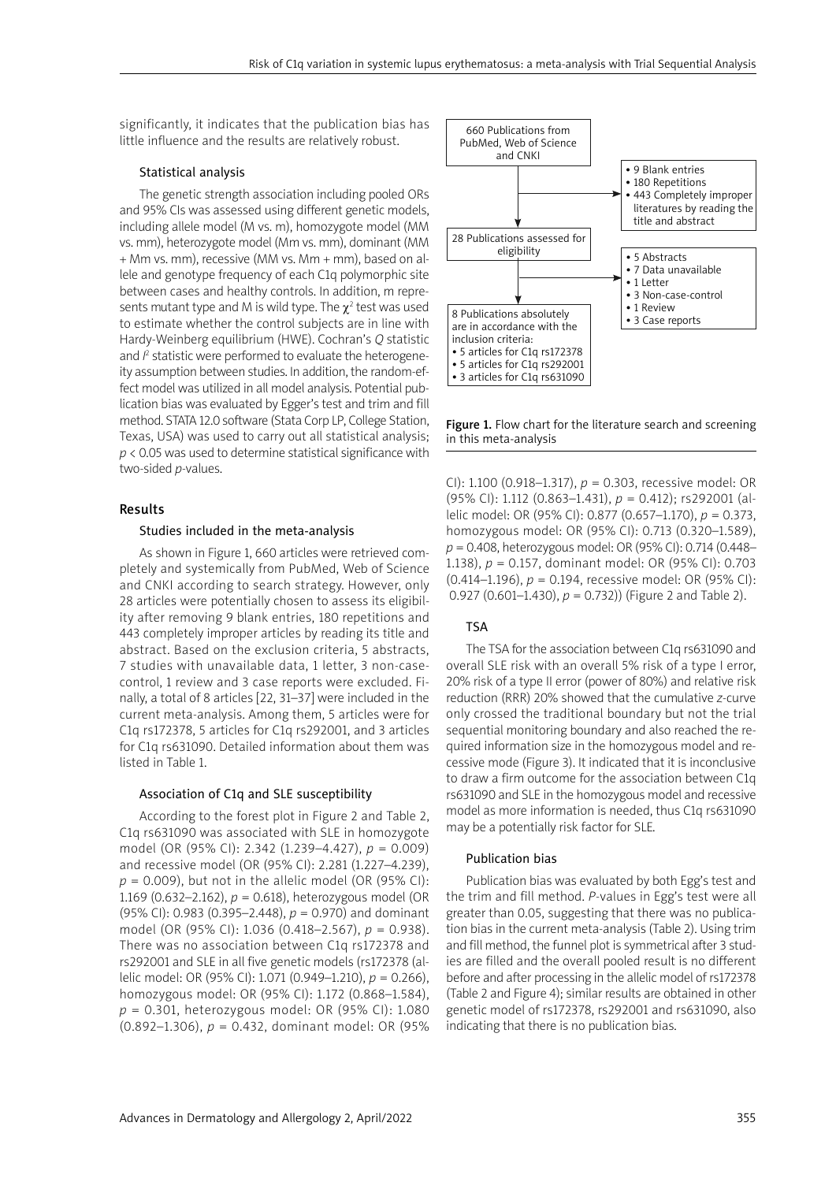significantly, it indicates that the publication bias has little influence and the results are relatively robust.

### Statistical analysis

The genetic strength association including pooled ORs and 95% CIs was assessed using different genetic models, including allele model (M vs. m), homozygote model (MM vs. mm), heterozygote model (Mm vs. mm), dominant (MM + Mm vs. mm), recessive (MM vs. Mm + mm), based on allele and genotype frequency of each C1q polymorphic site between cases and healthy controls. In addition, m represents mutant type and M is wild type. The $\chi^2$ test was used to estimate whether the control subjects are in line with Hardy-Weinberg equilibrium (HWE). Cochran's *Q* statistic and $I^2$ statistic were performed to evaluate the heterogeneity assumption between studies. In addition, the random-effect model was utilized in all model analysis. Potential publication bias was evaluated by Egger's test and trim and fill method. STATA 12.0 software (Stata Corp LP, College Station, Texas, USA) was used to carry out all statistical analysis; $p < 0.05$ was used to determine statistical significance with two-sided *p*-values.

## Results

### Studies included in the meta-analysis

As shown in Figure 1, 660 articles were retrieved completely and systemically from PubMed, Web of Science and CNKI according to search strategy. However, only 28 articles were potentially chosen to assess its eligibility after removing 9 blank entries, 180 repetitions and 443 completely improper articles by reading its title and abstract. Based on the exclusion criteria, 5 abstracts, 7 studies with unavailable data, 1 letter, 3 non-case-control, 1 review and 3 case reports were excluded. Finally, a total of 8 articles [22, 31–37] were included in the current meta-analysis. Among them, 5 articles were for C1q rs172378, 5 articles for C1q rs292001, and 3 articles for C1q rs631090. Detailed information about them was listed in Table 1.

660 Publications from PubMed, Web of Science and CNKI

- 9 Blank entries
- 180 Repetitions
- 443 Completely improper literatures by reading the title and abstract

28 Publications assessed for eligibility

- 5 Abstracts
- 7 Data unavailable
- 1 Letter
- 3 Non-case-control
- 1 Review
- 3 Case reports

8 Publications absolutely are in accordance with the inclusion criteria:
- 5 articles for C1q rs172378
- 5 articles for C1q rs292001
- 3 articles for C1q rs631090

**Figure 1.** Flow chart for the literature search and screening in this meta-analysis

### Association of C1q and SLE susceptibility

According to the forest plot in Figure 2 and Table 2, C1q rs631090 was associated with SLE in homozygote model (OR (95% CI): 2.342 (1.239–4.427), $p = 0.009$) and recessive model (OR (95% CI): 2.281 (1.227–4.239), $p = 0.009$), but not in the allelic model (OR (95% CI): 1.169 (0.632–2.162), $p = 0.618$), heterozygous model (OR (95% CI): 0.983 (0.395–2.448), $p = 0.970$) and dominant model (OR (95% CI): 1.036 (0.418–2.567), $p = 0.938$). There was no association between C1q rs172378 and rs292001 and SLE in all five genetic models (rs172378 (allelic model: OR (95% CI): 1.071 (0.949–1.210), $p = 0.266$), homozygous model: OR (95% CI): 1.172 (0.868–1.584), $p = 0.301$, heterozygous model: OR (95% CI): 1.080 (0.892–1.306), $p = 0.432$, dominant model: OR (95% CI): 1.100 (0.918–1.317), $p = 0.303$, recessive model: OR (95% CI): 1.112 (0.863–1.431), $p = 0.412$); rs292001 (allelic model: OR (95% CI): 0.877 (0.657–1.170), $p = 0.373$, homozygous model: OR (95% CI): 0.713 (0.320–1.589), $p = 0.408$, heterozygous model: OR (95% CI): 0.714 (0.448–1.138), $p = 0.157$, dominant model: OR (95% CI): 0.703 (0.414–1.196), $p = 0.194$, recessive model: OR (95% CI): 0.927 (0.601–1.430), $p = 0.732$)) (Figure 2 and Table 2).

### TSA

The TSA for the association between C1q rs631090 and overall SLE risk with an overall 5% risk of a type I error, 20% risk of a type II error (power of 80%) and relative risk reduction (RRR) 20% showed that the cumulative *z*-curve only crossed the traditional boundary but not the trial sequential monitoring boundary and also reached the required information size in the homozygous model and recessive mode (Figure 3). It indicated that it is inconclusive to draw a firm outcome for the association between C1q rs631090 and SLE in the homozygous model and recessive model as more information is needed, thus C1q rs631090 may be a potentially risk factor for SLE.

### Publication bias

Publication bias was evaluated by both Egg's test and the trim and fill method. *P*-values in Egg's test were all greater than 0.05, suggesting that there was no publication bias in the current meta-analysis (Table 2). Using trim and fill method, the funnel plot is symmetrical after 3 studies are filled and the overall pooled result is no different before and after processing in the allelic model of rs172378 (Table 2 and Figure 4); similar results are obtained in other genetic model of rs172378, rs292001 and rs631090, also indicating that there is no publication bias.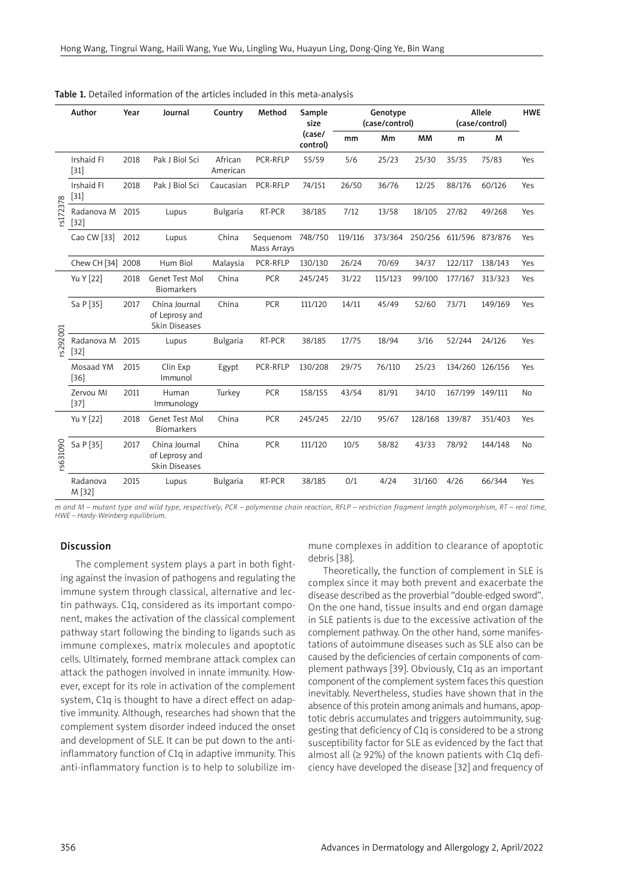**Table 1.** Detailed information of the articles included in this meta-analysis

| | Author | Year | Journal | Country | Method | Sample size (case/control) | Genotype (case/control) | | | Allele (case/control) | | HWE |
|---|---|---|---|---|---|---|---|---|---|---|---|---|
| | | | | | | | mm | Mm | MM | m | M | |
| rs172378 | Irshaid FI [31] | 2018 | Pak J Biol Sci | African American | PCR-RFLP | 55/59 | 5/6 | 25/23 | 25/30 | 35/35 | 75/83 | Yes |
| | Irshaid FI [31] | 2018 | Pak J Biol Sci | Caucasian | PCR-RFLP | 74/151 | 26/50 | 36/76 | 12/25 | 88/176 | 60/126 | Yes |
| | Radanova M [32] | 2015 | Lupus | Bulgaria | RT-PCR | 38/185 | 7/12 | 13/58 | 18/105 | 27/82 | 49/268 | Yes |
| | Cao CW [33] | 2012 | Lupus | China | Sequenom Mass Arrays | 748/750 | 119/116 | 373/364 | 250/256 | 611/596 | 873/876 | Yes |
| | Chew CH [34] | 2008 | Hum Biol | Malaysia | PCR-RFLP | 130/130 | 26/24 | 70/69 | 34/37 | 122/117 | 138/143 | Yes |
| rs292001 | Yu Y [22] | 2018 | Genet Test Mol Biomarkers | China | PCR | 245/245 | 31/22 | 115/123 | 99/100 | 177/167 | 313/323 | Yes |
| | Sa P [35] | 2017 | China Journal of Leprosy and Skin Diseases | China | PCR | 111/120 | 14/11 | 45/49 | 52/60 | 73/71 | 149/169 | Yes |
| | Radanova M [32] | 2015 | Lupus | Bulgaria | RT-PCR | 38/185 | 17/75 | 18/94 | 3/16 | 52/244 | 24/126 | Yes |
| | Mosaad YM [36] | 2015 | Clin Exp Immunol | Egypt | PCR-RFLP | 130/208 | 29/75 | 76/110 | 25/23 | 134/260 | 126/156 | Yes |
| | Zervou MI [37] | 2011 | Human Immunology | Turkey | PCR | 158/155 | 43/54 | 81/91 | 34/10 | 167/199 | 149/111 | No |
| rs631090 | Yu Y [22] | 2018 | Genet Test Mol Biomarkers | China | PCR | 245/245 | 22/10 | 95/67 | 128/168 | 139/87 | 351/403 | Yes |
| | Sa P [35] | 2017 | China Journal of Leprosy and Skin Diseases | China | PCR | 111/120 | 10/5 | 58/82 | 43/33 | 78/92 | 144/148 | No |
| | Radanova M [32] | 2015 | Lupus | Bulgaria | RT-PCR | 38/185 | 0/1 | 4/24 | 31/160 | 4/26 | 66/344 | Yes |

*m and M – mutant type and wild type, respectively, PCR – polymerase chain reaction, RFLP – restriction fragment length polymorphism, RT – real time, HWE – Hardy-Weinberg equilibrium.*

## Discussion

The complement system plays a part in both fighting against the invasion of pathogens and regulating the immune system through classical, alternative and lectin pathways. C1q, considered as its important component, makes the activation of the classical complement pathway start following the binding to ligands such as immune complexes, matrix molecules and apoptotic cells. Ultimately, formed membrane attack complex can attack the pathogen involved in innate immunity. However, except for its role in activation of the complement system, C1q is thought to have a direct effect on adaptive immunity. Although, researches had shown that the complement system disorder indeed induced the onset and development of SLE. It can be put down to the anti-inflammatory function of C1q in adaptive immunity. This anti-inflammatory function is to help to solubilize immune complexes in addition to clearance of apoptotic debris [38].

Theoretically, the function of complement in SLE is complex since it may both prevent and exacerbate the disease described as the proverbial "double-edged sword". On the one hand, tissue insults and end organ damage in SLE patients is due to the excessive activation of the complement pathway. On the other hand, some manifestations of autoimmune diseases such as SLE also can be caused by the deficiencies of certain components of complement pathways [39]. Obviously, C1q as an important component of the complement system faces this question inevitably. Nevertheless, studies have shown that in the absence of this protein among animals and humans, apoptotic debris accumulates and triggers autoimmunity, suggesting that deficiency of C1q is considered to be a strong susceptibility factor for SLE as evidenced by the fact that almost all (≥ 92%) of the known patients with C1q deficiency have developed the disease [32] and frequency of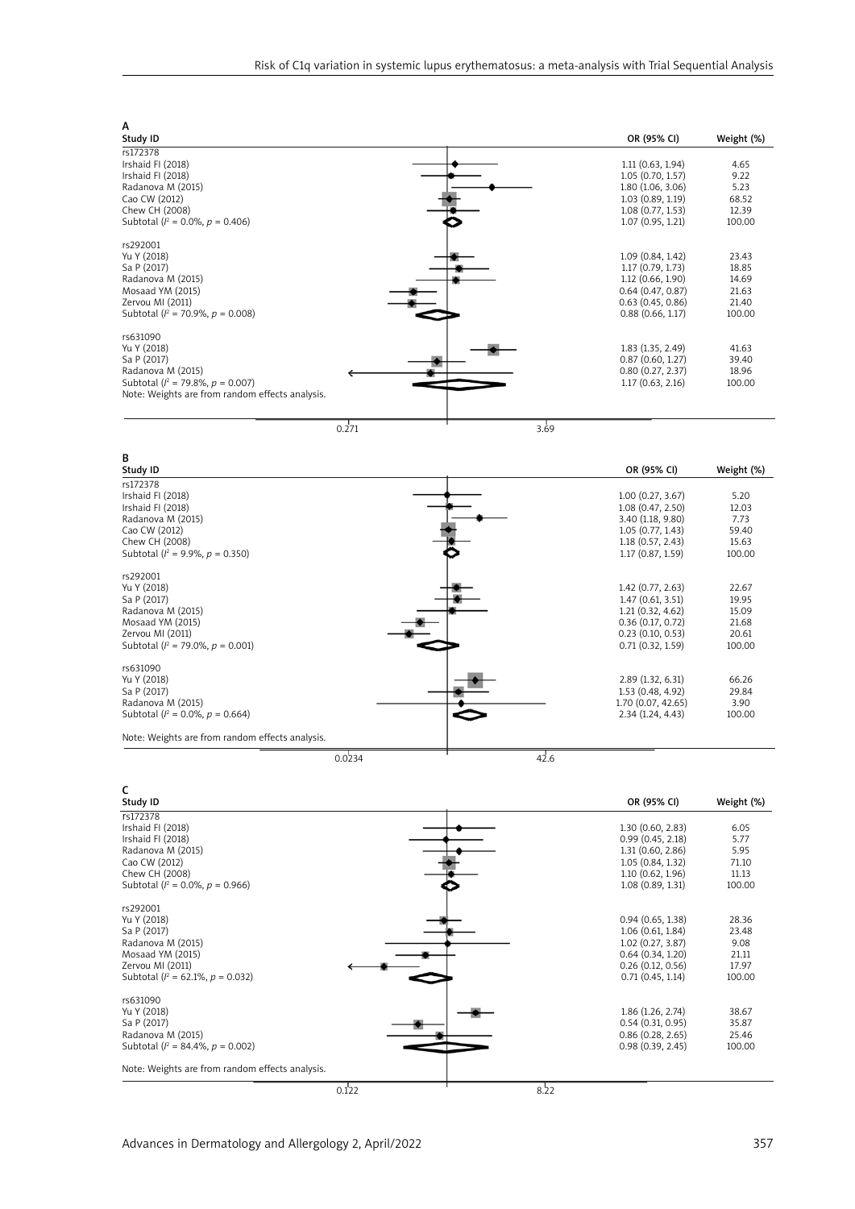**A**

| Study ID | OR (95% CI) | Weight (%) |
|---|---|---|
| rs172378 | | |
| Irshaid FI (2018) | 1.11 (0.63, 1.94) | 4.65 |
| Irshaid FI (2018) | 1.05 (0.70, 1.57) | 9.22 |
| Radanova M (2015) | 1.80 (1.06, 3.06) | 5.23 |
| Cao CW (2012) | 1.03 (0.89, 1.19) | 68.52 |
| Chew CH (2008) | 1.08 (0.77, 1.53) | 12.39 |
| Subtotal ($I^2$ = 0.0%, $p$ = 0.406) | 1.07 (0.95, 1.21) | 100.00 |
| rs292001 | | |
| Yu Y (2018) | 1.09 (0.84, 1.42) | 23.43 |
| Sa P (2017) | 1.17 (0.79, 1.73) | 18.85 |
| Radanova M (2015) | 1.12 (0.66, 1.90) | 14.69 |
| Mosaad YM (2015) | 0.64 (0.47, 0.87) | 21.63 |
| Zervou MI (2011) | 0.63 (0.45, 0.86) | 21.40 |
| Subtotal ($I^2$ = 70.9%, $p$ = 0.008) | 0.88 (0.66, 1.17) | 100.00 |
| rs631090 | | |
| Yu Y (2018) | 1.83 (1.35, 2.49) | 41.63 |
| Sa P (2017) | 0.87 (0.60, 1.27) | 39.40 |
| Radanova M (2015) | 0.80 (0.27, 2.37) | 18.96 |
| Subtotal ($I^2$ = 79.8%, $p$ = 0.007) | 1.17 (0.63, 2.16) | 100.00 |

Note: Weights are from random effects analysis.

Axis: 0.271 – 3.69

**B**

| Study ID | OR (95% CI) | Weight (%) |
|---|---|---|
| rs172378 | | |
| Irshaid FI (2018) | 1.00 (0.27, 3.67) | 5.20 |
| Irshaid FI (2018) | 1.08 (0.47, 2.50) | 12.03 |
| Radanova M (2015) | 3.40 (1.18, 9.80) | 7.73 |
| Cao CW (2012) | 1.05 (0.77, 1.43) | 59.40 |
| Chew CH (2008) | 1.18 (0.57, 2.43) | 15.63 |
| Subtotal ($I^2$ = 9.9%, $p$ = 0.350) | 1.17 (0.87, 1.59) | 100.00 |
| rs292001 | | |
| Yu Y (2018) | 1.42 (0.77, 2.63) | 22.67 |
| Sa P (2017) | 1.47 (0.61, 3.51) | 19.95 |
| Radanova M (2015) | 1.21 (0.32, 4.62) | 15.09 |
| Mosaad YM (2015) | 0.36 (0.17, 0.72) | 21.68 |
| Zervou MI (2011) | 0.23 (0.10, 0.53) | 20.61 |
| Subtotal ($I^2$ = 79.0%, $p$ = 0.001) | 0.71 (0.32, 1.59) | 100.00 |
| rs631090 | | |
| Yu Y (2018) | 2.89 (1.32, 6.31) | 66.26 |
| Sa P (2017) | 1.53 (0.48, 4.92) | 29.84 |
| Radanova M (2015) | 1.70 (0.07, 42.65) | 3.90 |
| Subtotal ($I^2$ = 0.0%, $p$ = 0.664) | 2.34 (1.24, 4.43) | 100.00 |

Note: Weights are from random effects analysis.

Axis: 0.0234 – 42.6

**C**

| Study ID | OR (95% CI) | Weight (%) |
|---|---|---|
| rs172378 | | |
| Irshaid FI (2018) | 1.30 (0.60, 2.83) | 6.05 |
| Irshaid FI (2018) | 0.99 (0.45, 2.18) | 5.77 |
| Radanova M (2015) | 1.31 (0.60, 2.86) | 5.95 |
| Cao CW (2012) | 1.05 (0.84, 1.32) | 71.10 |
| Chew CH (2008) | 1.10 (0.62, 1.96) | 11.13 |
| Subtotal ($I^2$ = 0.0%, $p$ = 0.966) | 1.08 (0.89, 1.31) | 100.00 |
| rs292001 | | |
| Yu Y (2018) | 0.94 (0.65, 1.38) | 28.36 |
| Sa P (2017) | 1.06 (0.61, 1.84) | 23.48 |
| Radanova M (2015) | 1.02 (0.27, 3.87) | 9.08 |
| Mosaad YM (2015) | 0.64 (0.34, 1.20) | 21.11 |
| Zervou MI (2011) | 0.26 (0.12, 0.56) | 17.97 |
| Subtotal ($I^2$ = 62.1%, $p$ = 0.032) | 0.71 (0.45, 1.14) | 100.00 |
| rs631090 | | |
| Yu Y (2018) | 1.86 (1.26, 2.74) | 38.67 |
| Sa P (2017) | 0.54 (0.31, 0.95) | 35.87 |
| Radanova M (2015) | 0.86 (0.28, 2.65) | 25.46 |
| Subtotal ($I^2$ = 84.4%, $p$ = 0.002) | 0.98 (0.39, 2.45) | 100.00 |

Note: Weights are from random effects analysis.

Axis: 0.122 – 8.22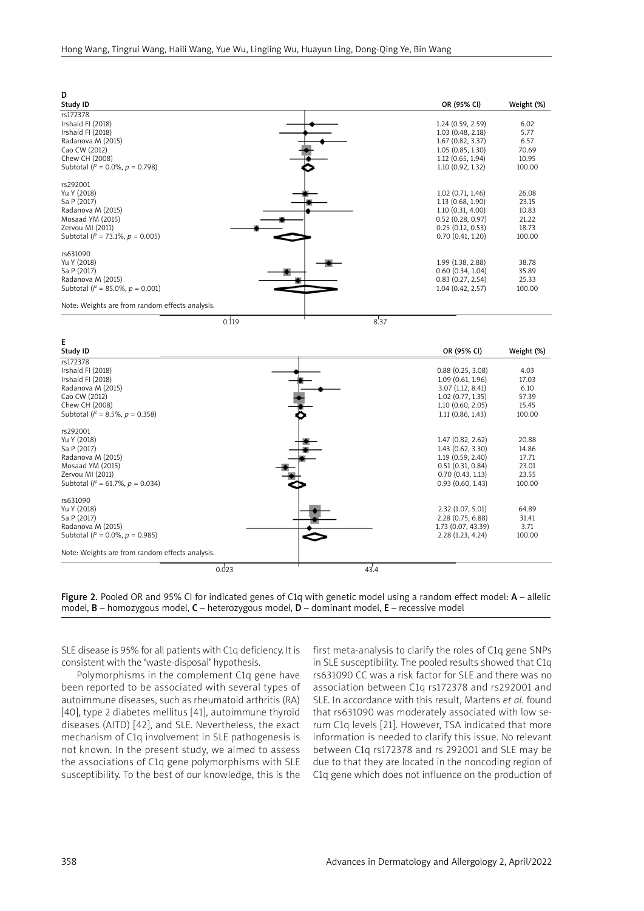**D**

| Study ID | OR (95% CI) | Weight (%) |
|---|---|---|
| rs172378 | | |
| Irshaid FI (2018) | 1.24 (0.59, 2.59) | 6.02 |
| Irshaid FI (2018) | 1.03 (0.48, 2.18) | 5.77 |
| Radanova M (2015) | 1.67 (0.82, 3.37) | 6.57 |
| Cao CW (2012) | 1.05 (0.85, 1.30) | 70.69 |
| Chew CH (2008) | 1.12 (0.65, 1.94) | 10.95 |
| Subtotal ($I^2$ = 0.0%, $p$ = 0.798) | 1.10 (0.92, 1.32) | 100.00 |
| rs292001 | | |
| Yu Y (2018) | 1.02 (0.71, 1.46) | 26.08 |
| Sa P (2017) | 1.13 (0.68, 1.90) | 23.15 |
| Radanova M (2015) | 1.10 (0.31, 4.00) | 10.83 |
| Mosaad YM (2015) | 0.52 (0.28, 0.97) | 21.22 |
| Zervou MI (2011) | 0.25 (0.12, 0.53) | 18.73 |
| Subtotal ($I^2$ = 73.1%, $p$ = 0.005) | 0.70 (0.41, 1.20) | 100.00 |
| rs631090 | | |
| Yu Y (2018) | 1.99 (1.38, 2.88) | 38.78 |
| Sa P (2017) | 0.60 (0.34, 1.04) | 35.89 |
| Radanova M (2015) | 0.83 (0.27, 2.54) | 25.33 |
| Subtotal ($I^2$ = 85.0%, $p$ = 0.001) | 1.04 (0.42, 2.57) | 100.00 |

Note: Weights are from random effects analysis.

0.119 — 8.37

**E**

| Study ID | OR (95% CI) | Weight (%) |
|---|---|---|
| rs172378 | | |
| Irshaid FI (2018) | 0.88 (0.25, 3.08) | 4.03 |
| Irshaid FI (2018) | 1.09 (0.61, 1.96) | 17.03 |
| Radanova M (2015) | 3.07 (1.12, 8.41) | 6.10 |
| Cao CW (2012) | 1.02 (0.77, 1.35) | 57.39 |
| Chew CH (2008) | 1.10 (0.60, 2.05) | 15.45 |
| Subtotal ($I^2$ = 8.5%, $p$ = 0.358) | 1.11 (0.86, 1.43) | 100.00 |
| rs292001 | | |
| Yu Y (2018) | 1.47 (0.82, 2.62) | 20.88 |
| Sa P (2017) | 1.43 (0.62, 3.30) | 14.86 |
| Radanova M (2015) | 1.19 (0.59, 2.40) | 17.71 |
| Mosaad YM (2015) | 0.51 (0.31, 0.84) | 23.01 |
| Zervou MI (2011) | 0.70 (0.43, 1.13) | 23.55 |
| Subtotal ($I^2$ = 61.7%, $p$ = 0.034) | 0.93 (0.60, 1.43) | 100.00 |
| rs631090 | | |
| Yu Y (2018) | 2.32 (1.07, 5.01) | 64.89 |
| Sa P (2017) | 2.28 (0.75, 6.88) | 31.41 |
| Radanova M (2015) | 1.73 (0.07, 43.39) | 3.71 |
| Subtotal ($I^2$ = 0.0%, $p$ = 0.985) | 2.28 (1.23, 4.24) | 100.00 |

Note: Weights are from random effects analysis.

0.023 — 43.4

**Figure 2.** Pooled OR and 95% CI for indicated genes of C1q with genetic model using a random effect model: **A** – allelic model, **B** – homozygous model, **C** – heterozygous model, **D** – dominant model, **E** – recessive model

SLE disease is 95% for all patients with C1q deficiency. It is consistent with the 'waste-disposal' hypothesis.

Polymorphisms in the complement C1q gene have been reported to be associated with several types of autoimmune diseases, such as rheumatoid arthritis (RA) [40], type 2 diabetes mellitus [41], autoimmune thyroid diseases (AITD) [42], and SLE. Nevertheless, the exact mechanism of C1q involvement in SLE pathogenesis is not known. In the present study, we aimed to assess the associations of C1q gene polymorphisms with SLE susceptibility. To the best of our knowledge, this is the first meta-analysis to clarify the roles of C1q gene SNPs in SLE susceptibility. The pooled results showed that C1q rs631090 CC was a risk factor for SLE and there was no association between C1q rs172378 and rs292001 and SLE. In accordance with this result, Martens *et al.* found that rs631090 was moderately associated with low serum C1q levels [21]. However, TSA indicated that more information is needed to clarify this issue. No relevant between C1q rs172378 and rs 292001 and SLE may be due to that they are located in the noncoding region of C1q gene which does not influence on the production of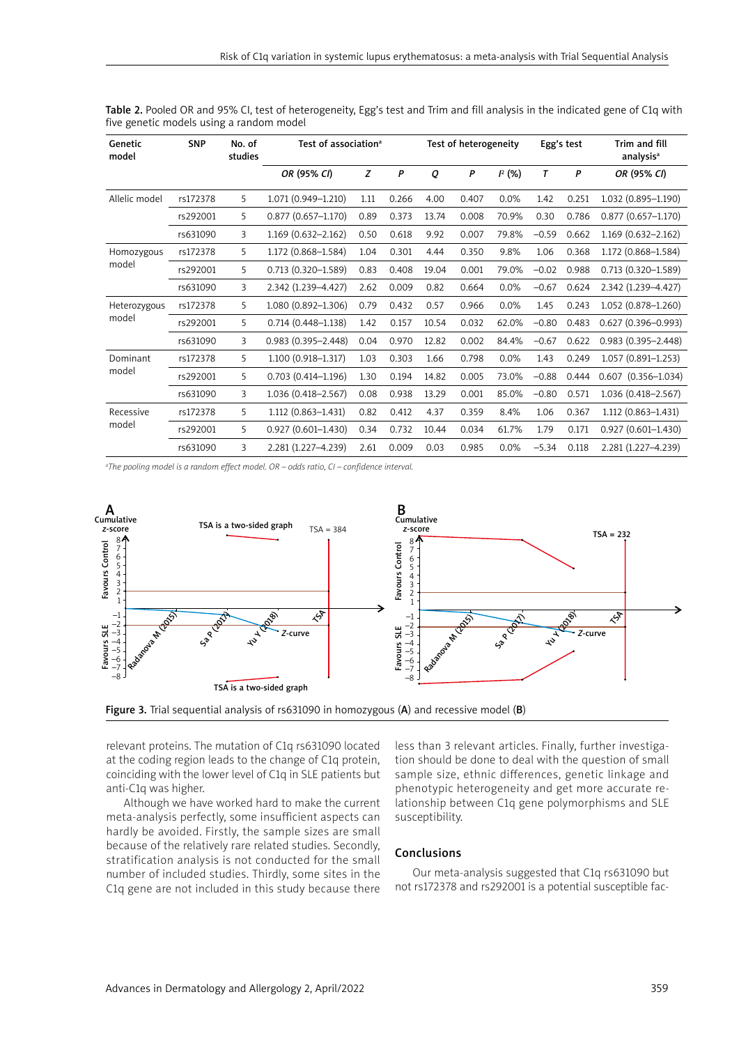**Table 2.** Pooled OR and 95% CI, test of heterogeneity, Egg's test and Trim and fill analysis in the indicated gene of C1q with five genetic models using a random model

| Genetic model | SNP | No. of studies | Test of association[a] | | | Test of heterogeneity | | | Egg's test | | Trim and fill analysis[a] |
|---|---|---|---|---|---|---|---|---|---|---|---|
| | | | *OR (95% CI)* | *Z* | *P* | *Q* | *P* | $I^2$ (%) | *T* | *P* | *OR (95% CI)* |
| Allelic model | rs172378 | 5 | 1.071 (0.949–1.210) | 1.11 | 0.266 | 4.00 | 0.407 | 0.0% | 1.42 | 0.251 | 1.032 (0.895–1.190) |
| | rs292001 | 5 | 0.877 (0.657–1.170) | 0.89 | 0.373 | 13.74 | 0.008 | 70.9% | 0.30 | 0.786 | 0.877 (0.657–1.170) |
| | rs631090 | 3 | 1.169 (0.632–2.162) | 0.50 | 0.618 | 9.92 | 0.007 | 79.8% | –0.59 | 0.662 | 1.169 (0.632–2.162) |
| Homozygous model | rs172378 | 5 | 1.172 (0.868–1.584) | 1.04 | 0.301 | 4.44 | 0.350 | 9.8% | 1.06 | 0.368 | 1.172 (0.868–1.584) |
| | rs292001 | 5 | 0.713 (0.320–1.589) | 0.83 | 0.408 | 19.04 | 0.001 | 79.0% | –0.02 | 0.988 | 0.713 (0.320–1.589) |
| | rs631090 | 3 | 2.342 (1.239–4.427) | 2.62 | 0.009 | 0.82 | 0.664 | 0.0% | –0.67 | 0.624 | 2.342 (1.239–4.427) |
| Heterozygous model | rs172378 | 5 | 1.080 (0.892–1.306) | 0.79 | 0.432 | 0.57 | 0.966 | 0.0% | 1.45 | 0.243 | 1.052 (0.878–1.260) |
| | rs292001 | 5 | 0.714 (0.448–1.138) | 1.42 | 0.157 | 10.54 | 0.032 | 62.0% | –0.80 | 0.483 | 0.627 (0.396–0.993) |
| | rs631090 | 3 | 0.983 (0.395–2.448) | 0.04 | 0.970 | 12.82 | 0.002 | 84.4% | –0.67 | 0.622 | 0.983 (0.395–2.448) |
| Dominant model | rs172378 | 5 | 1.100 (0.918–1.317) | 1.03 | 0.303 | 1.66 | 0.798 | 0.0% | 1.43 | 0.249 | 1.057 (0.891–1.253) |
| | rs292001 | 5 | 0.703 (0.414–1.196) | 1.30 | 0.194 | 14.82 | 0.005 | 73.0% | –0.88 | 0.444 | 0.607 (0.356–1.034) |
| | rs631090 | 3 | 1.036 (0.418–2.567) | 0.08 | 0.938 | 13.29 | 0.001 | 85.0% | –0.80 | 0.571 | 1.036 (0.418–2.567) |
| Recessive model | rs172378 | 5 | 1.112 (0.863–1.431) | 0.82 | 0.412 | 4.37 | 0.359 | 8.4% | 1.06 | 0.367 | 1.112 (0.863–1.431) |
| | rs292001 | 5 | 0.927 (0.601–1.430) | 0.34 | 0.732 | 10.44 | 0.034 | 61.7% | 1.79 | 0.171 | 0.927 (0.601–1.430) |
| | rs631090 | 3 | 2.281 (1.227–4.239) | 2.61 | 0.009 | 0.03 | 0.985 | 0.0% | –5.34 | 0.118 | 2.281 (1.227–4.239) |

[a]*The pooling model is a random effect model. OR – odds ratio, CI – confidence interval.*

**Figure 3.** Trial sequential analysis of rs631090 in homozygous (**A**) and recessive model (**B**)

relevant proteins. The mutation of C1q rs631090 located at the coding region leads to the change of C1q protein, coinciding with the lower level of C1q in SLE patients but anti-C1q was higher.

Although we have worked hard to make the current meta-analysis perfectly, some insufficient aspects can hardly be avoided. Firstly, the sample sizes are small because of the relatively rare related studies. Secondly, stratification analysis is not conducted for the small number of included studies. Thirdly, some sites in the C1q gene are not included in this study because there less than 3 relevant articles. Finally, further investigation should be done to deal with the question of small sample size, ethnic differences, genetic linkage and phenotypic heterogeneity and get more accurate relationship between C1q gene polymorphisms and SLE susceptibility.

## Conclusions

Our meta-analysis suggested that C1q rs631090 but not rs172378 and rs292001 is a potential susceptible fac-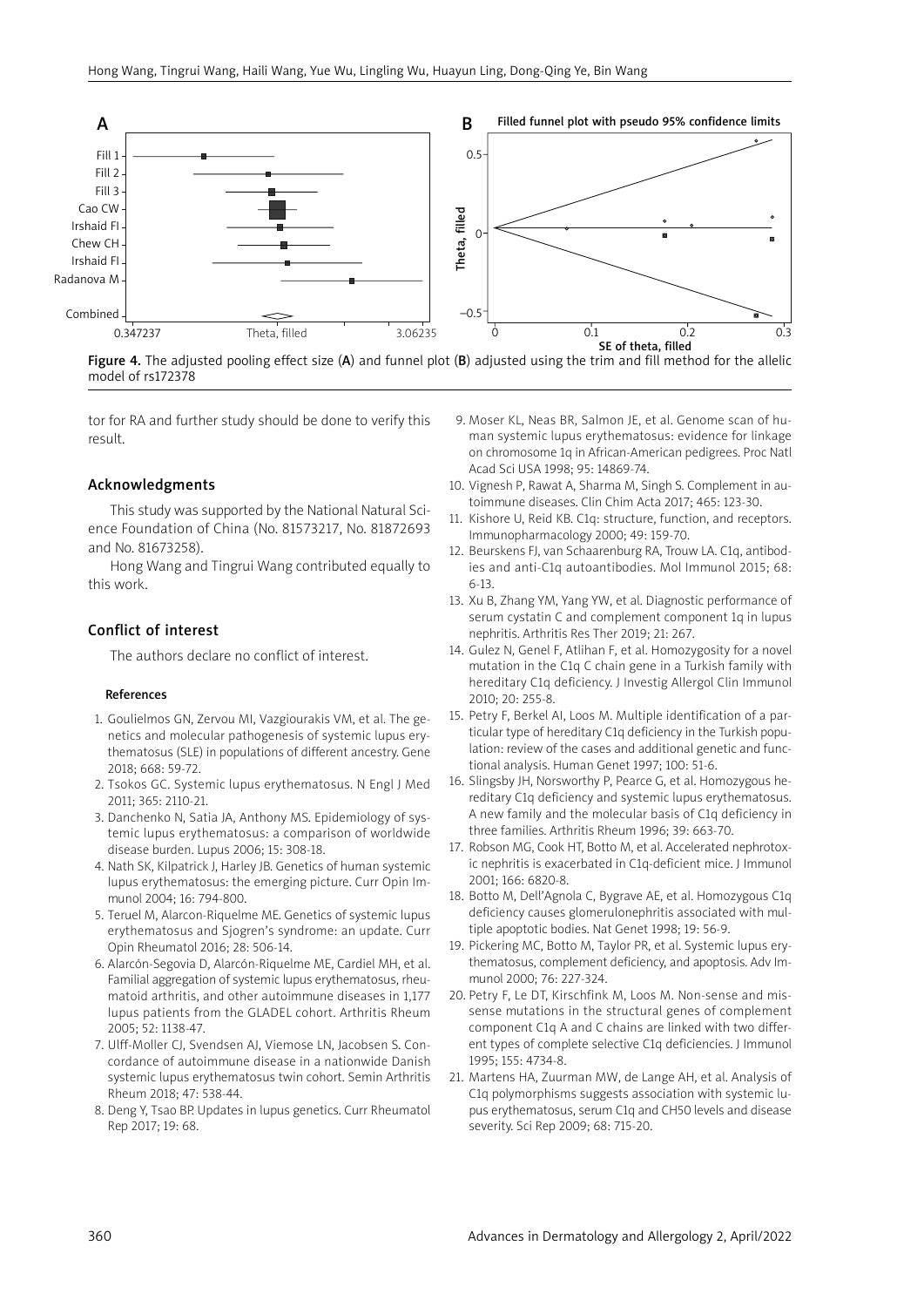Figure 4. The adjusted pooling effect size (A) and funnel plot (B) adjusted using the trim and fill method for the allelic model of rs172378

tor for RA and further study should be done to verify this result.

## Acknowledgments

This study was supported by the National Natural Science Foundation of China (No. 81573217, No. 81872693 and No. 81673258).

Hong Wang and Tingrui Wang contributed equally to this work.

## Conflict of interest

The authors declare no conflict of interest.

### References

1. Goulielmos GN, Zervou MI, Vazgiourakis VM, et al. The genetics and molecular pathogenesis of systemic lupus erythematosus (SLE) in populations of different ancestry. Gene 2018; 668: 59-72.
2. Tsokos GC. Systemic lupus erythematosus. N Engl J Med 2011; 365: 2110-21.
3. Danchenko N, Satia JA, Anthony MS. Epidemiology of systemic lupus erythematosus: a comparison of worldwide disease burden. Lupus 2006; 15: 308-18.
4. Nath SK, Kilpatrick J, Harley JB. Genetics of human systemic lupus erythematosus: the emerging picture. Curr Opin Immunol 2004; 16: 794-800.
5. Teruel M, Alarcon-Riquelme ME. Genetics of systemic lupus erythematosus and Sjogren's syndrome: an update. Curr Opin Rheumatol 2016; 28: 506-14.
6. Alarcón-Segovia D, Alarcón-Riquelme ME, Cardiel MH, et al. Familial aggregation of systemic lupus erythematosus, rheumatoid arthritis, and other autoimmune diseases in 1,177 lupus patients from the GLADEL cohort. Arthritis Rheum 2005; 52: 1138-47.
7. Ulff-Moller CJ, Svendsen AJ, Viemose LN, Jacobsen S. Concordance of autoimmune disease in a nationwide Danish systemic lupus erythematosus twin cohort. Semin Arthritis Rheum 2018; 47: 538-44.
8. Deng Y, Tsao BP. Updates in lupus genetics. Curr Rheumatol Rep 2017; 19: 68.
9. Moser KL, Neas BR, Salmon JE, et al. Genome scan of human systemic lupus erythematosus: evidence for linkage on chromosome 1q in African-American pedigrees. Proc Natl Acad Sci USA 1998; 95: 14869-74.
10. Vignesh P, Rawat A, Sharma M, Singh S. Complement in autoimmune diseases. Clin Chim Acta 2017; 465: 123-30.
11. Kishore U, Reid KB. C1q: structure, function, and receptors. Immunopharmacology 2000; 49: 159-70.
12. Beurskens FJ, van Schaarenburg RA, Trouw LA. C1q, antibodies and anti-C1q autoantibodies. Mol Immunol 2015; 68: 6-13.
13. Xu B, Zhang YM, Yang YW, et al. Diagnostic performance of serum cystatin C and complement component 1q in lupus nephritis. Arthritis Res Ther 2019; 21: 267.
14. Gulez N, Genel F, Atlihan F, et al. Homozygosity for a novel mutation in the C1q C chain gene in a Turkish family with hereditary C1q deficiency. J Investig Allergol Clin Immunol 2010; 20: 255-8.
15. Petry F, Berkel AI, Loos M. Multiple identification of a particular type of hereditary C1q deficiency in the Turkish population: review of the cases and additional genetic and functional analysis. Human Genet 1997; 100: 51-6.
16. Slingsby JH, Norsworthy P, Pearce G, et al. Homozygous hereditary C1q deficiency and systemic lupus erythematosus. A new family and the molecular basis of C1q deficiency in three families. Arthritis Rheum 1996; 39: 663-70.
17. Robson MG, Cook HT, Botto M, et al. Accelerated nephrotoxic nephritis is exacerbated in C1q-deficient mice. J Immunol 2001; 166: 6820-8.
18. Botto M, Dell'Agnola C, Bygrave AE, et al. Homozygous C1q deficiency causes glomerulonephritis associated with multiple apoptotic bodies. Nat Genet 1998; 19: 56-9.
19. Pickering MC, Botto M, Taylor PR, et al. Systemic lupus erythematosus, complement deficiency, and apoptosis. Adv Immunol 2000; 76: 227-324.
20. Petry F, Le DT, Kirschfink M, Loos M. Non-sense and missense mutations in the structural genes of complement component C1q A and C chains are linked with two different types of complete selective C1q deficiencies. J Immunol 1995; 155: 4734-8.
21. Martens HA, Zuurman MW, de Lange AH, et al. Analysis of C1q polymorphisms suggests association with systemic lupus erythematosus, serum C1q and CH50 levels and disease severity. Sci Rep 2009; 68: 715-20.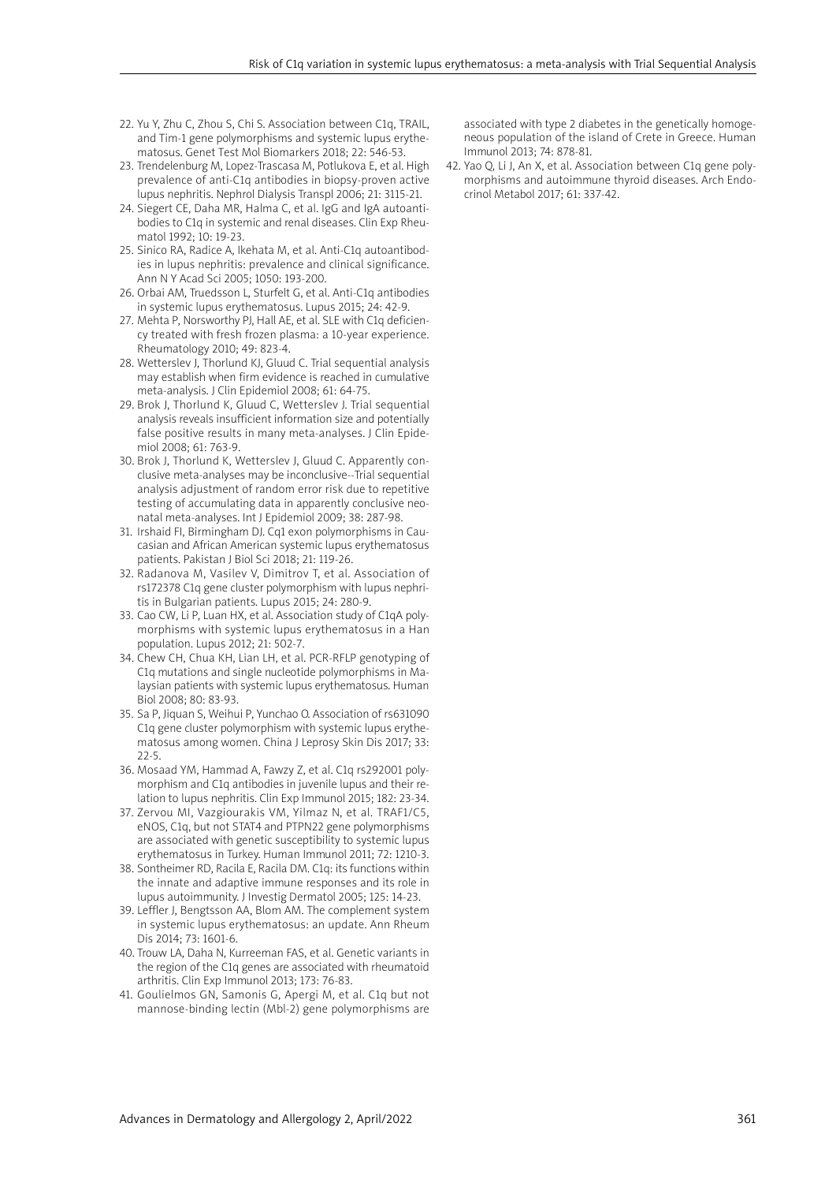22. Yu Y, Zhu C, Zhou S, Chi S. Association between C1q, TRAIL, and Tim-1 gene polymorphisms and systemic lupus erythematosus. Genet Test Mol Biomarkers 2018; 22: 546-53.
23. Trendelenburg M, Lopez-Trascasa M, Potlukova E, et al. High prevalence of anti-C1q antibodies in biopsy-proven active lupus nephritis. Nephrol Dialysis Transpl 2006; 21: 3115-21.
24. Siegert CE, Daha MR, Halma C, et al. IgG and IgA autoantibodies to C1q in systemic and renal diseases. Clin Exp Rheumatol 1992; 10: 19-23.
25. Sinico RA, Radice A, Ikehata M, et al. Anti-C1q autoantibodies in lupus nephritis: prevalence and clinical significance. Ann N Y Acad Sci 2005; 1050: 193-200.
26. Orbai AM, Truedsson L, Sturfelt G, et al. Anti-C1q antibodies in systemic lupus erythematosus. Lupus 2015; 24: 42-9.
27. Mehta P, Norsworthy PJ, Hall AE, et al. SLE with C1q deficiency treated with fresh frozen plasma: a 10-year experience. Rheumatology 2010; 49: 823-4.
28. Wetterslev J, Thorlund KJ, Gluud C. Trial sequential analysis may establish when firm evidence is reached in cumulative meta-analysis. J Clin Epidemiol 2008; 61: 64-75.
29. Brok J, Thorlund K, Gluud C, Wetterslev J. Trial sequential analysis reveals insufficient information size and potentially false positive results in many meta-analyses. J Clin Epidemiol 2008; 61: 763-9.
30. Brok J, Thorlund K, Wetterslev J, Gluud C. Apparently conclusive meta-analyses may be inconclusive--Trial sequential analysis adjustment of random error risk due to repetitive testing of accumulating data in apparently conclusive neonatal meta-analyses. Int J Epidemiol 2009; 38: 287-98.
31. Irshaid FI, Birmingham DJ. Cq1 exon polymorphisms in Caucasian and African American systemic lupus erythematosus patients. Pakistan J Biol Sci 2018; 21: 119-26.
32. Radanova M, Vasilev V, Dimitrov T, et al. Association of rs172378 C1q gene cluster polymorphism with lupus nephritis in Bulgarian patients. Lupus 2015; 24: 280-9.
33. Cao CW, Li P, Luan HX, et al. Association study of C1qA polymorphisms with systemic lupus erythematosus in a Han population. Lupus 2012; 21: 502-7.
34. Chew CH, Chua KH, Lian LH, et al. PCR-RFLP genotyping of C1q mutations and single nucleotide polymorphisms in Malaysian patients with systemic lupus erythematosus. Human Biol 2008; 80: 83-93.
35. Sa P, Jiquan S, Weihui P, Yunchao O. Association of rs631090 C1q gene cluster polymorphism with systemic lupus erythematosus among women. China J Leprosy Skin Dis 2017; 33: 22-5.
36. Mosaad YM, Hammad A, Fawzy Z, et al. C1q rs292001 polymorphism and C1q antibodies in juvenile lupus and their relation to lupus nephritis. Clin Exp Immunol 2015; 182: 23-34.
37. Zervou MI, Vazgiourakis VM, Yilmaz N, et al. TRAF1/C5, eNOS, C1q, but not STAT4 and PTPN22 gene polymorphisms are associated with genetic susceptibility to systemic lupus erythematosus in Turkey. Human Immunol 2011; 72: 1210-3.
38. Sontheimer RD, Racila E, Racila DM. C1q: its functions within the innate and adaptive immune responses and its role in lupus autoimmunity. J Investig Dermatol 2005; 125: 14-23.
39. Leffler J, Bengtsson AA, Blom AM. The complement system in systemic lupus erythematosus: an update. Ann Rheum Dis 2014; 73: 1601-6.
40. Trouw LA, Daha N, Kurreeman FAS, et al. Genetic variants in the region of the C1q genes are associated with rheumatoid arthritis. Clin Exp Immunol 2013; 173: 76-83.
41. Goulielmos GN, Samonis G, Apergi M, et al. C1q but not mannose-binding lectin (Mbl-2) gene polymorphisms are associated with type 2 diabetes in the genetically homogeneous population of the island of Crete in Greece. Human Immunol 2013; 74: 878-81.
42. Yao Q, Li J, An X, et al. Association between C1q gene polymorphisms and autoimmune thyroid diseases. Arch Endocrinol Metabol 2017; 61: 337-42.